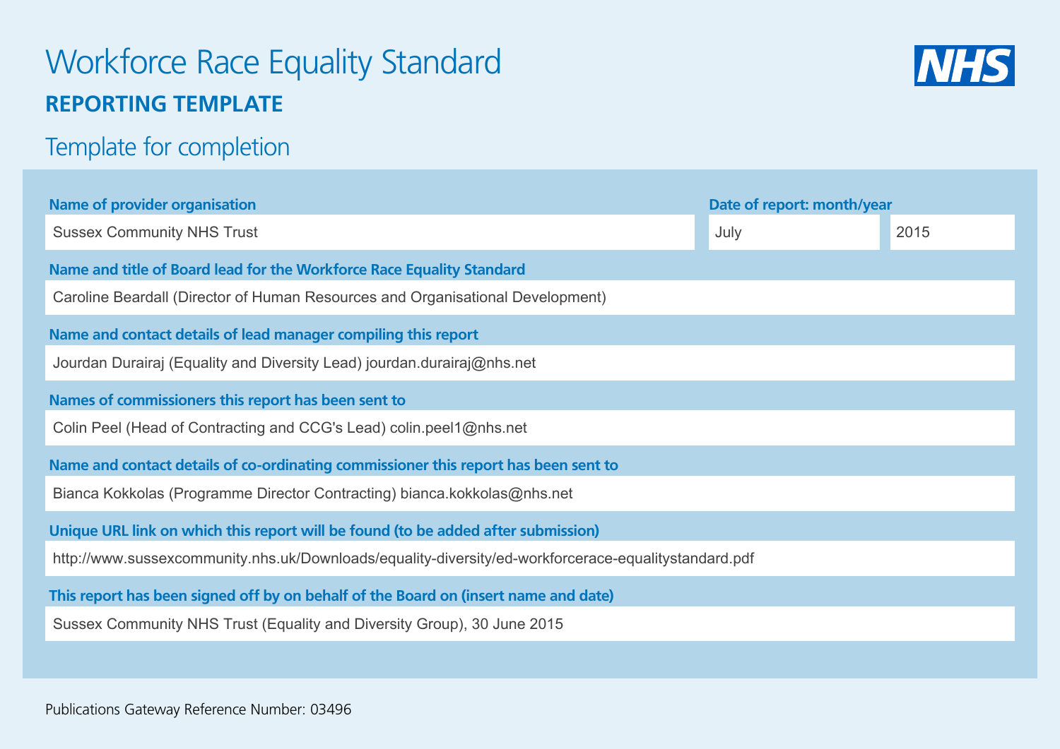# Workforce Race Equality Standard

## REPORTING TEMPLATE

Template for completion

**Name of provider organisation**

Sussex Community NHS Trust

**Date of report: month/year**

July 2015

**Name and title of Board lead for the Workforce Race Equality Standard**

Caroline Beardall (Director of Human Resources and Organisational Development)

**Name and contact details of lead manager compiling this report**

Jourdan Durairaj (Equality and Diversity Lead) jourdan.durairaj@nhs.net

**Names of commissioners this report has been sent to**

Colin Peel (Head of Contracting and CCG's Lead) colin.peel1@nhs.net

**Name and contact details of co-ordinating commissioner this report has been sent to**

Bianca Kokkolas (Programme Director Contracting) bianca.kokkolas@nhs.net

**Unique URL link on which this report will be found (to be added after submission)**

http://www.sussexcommunity.nhs.uk/Downloads/equality-diversity/ed-workforcerace-equalitystandard.pdf

**This report has been signed off by on behalf of the Board on (insert name and date)**

Sussex Community NHS Trust (Equality and Diversity Group), 30 June 2015

Publications Gateway Reference Number: 03496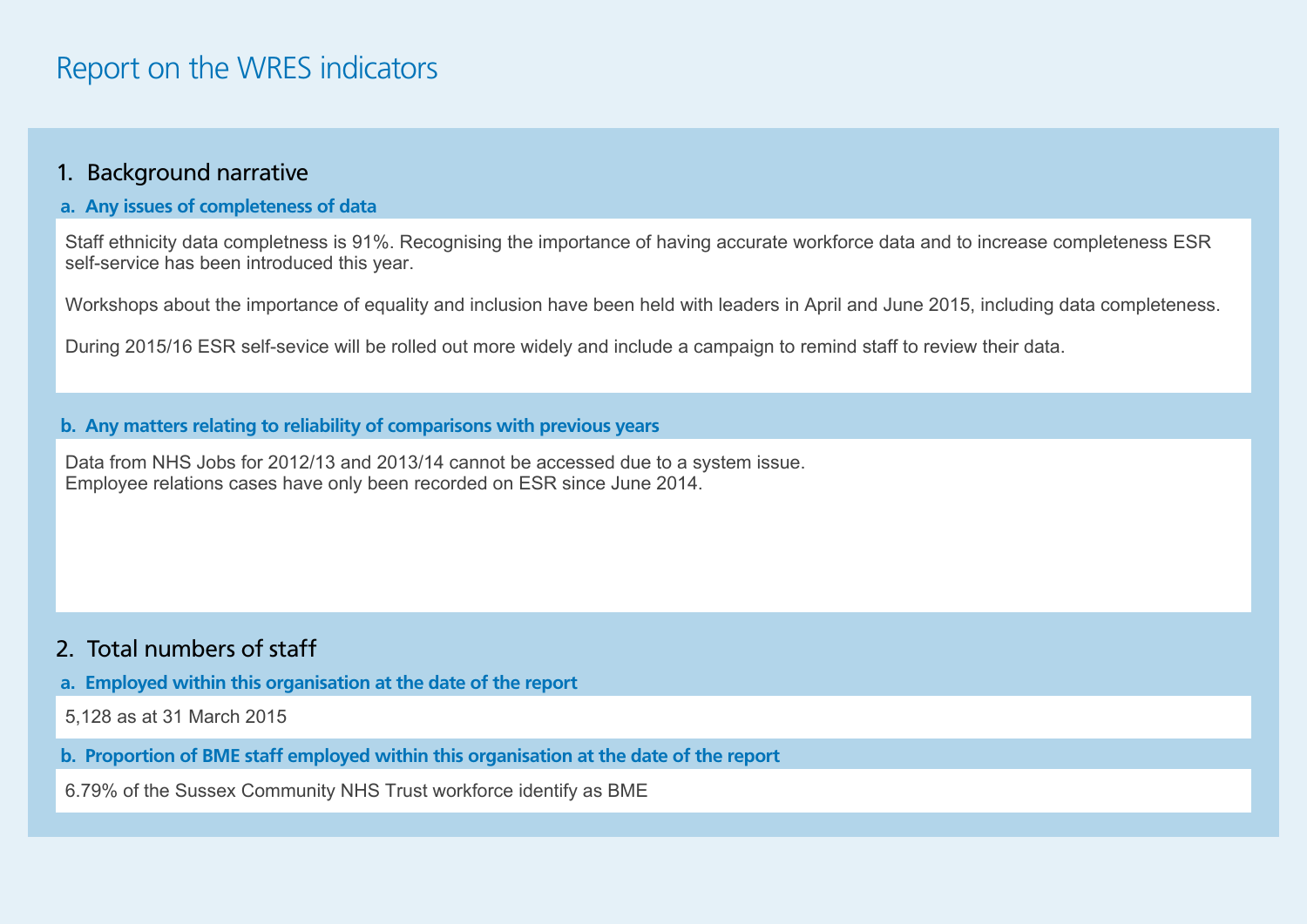# Report on the WRES indicators

## 1. Background narrative

### a. Any issues of completeness of data

Staff ethnicity data completness is 91%. Recognising the importance of having accurate workforce data and to increase completeness ESR self-service has been introduced this year.

Workshops about the importance of equality and inclusion have been held with leaders in April and June 2015, including data completeness.

During 2015/16 ESR self-sevice will be rolled out more widely and include a campaign to remind staff to review their data.

### b. Any matters relating to reliability of comparisons with previous years

Data from NHS Jobs for 2012/13 and 2013/14 cannot be accessed due to a system issue.
Employee relations cases have only been recorded on ESR since June 2014.

## 2. Total numbers of staff

### a. Employed within this organisation at the date of the report

5,128 as at 31 March 2015

### b. Proportion of BME staff employed within this organisation at the date of the report

6.79% of the Sussex Community NHS Trust workforce identify as BME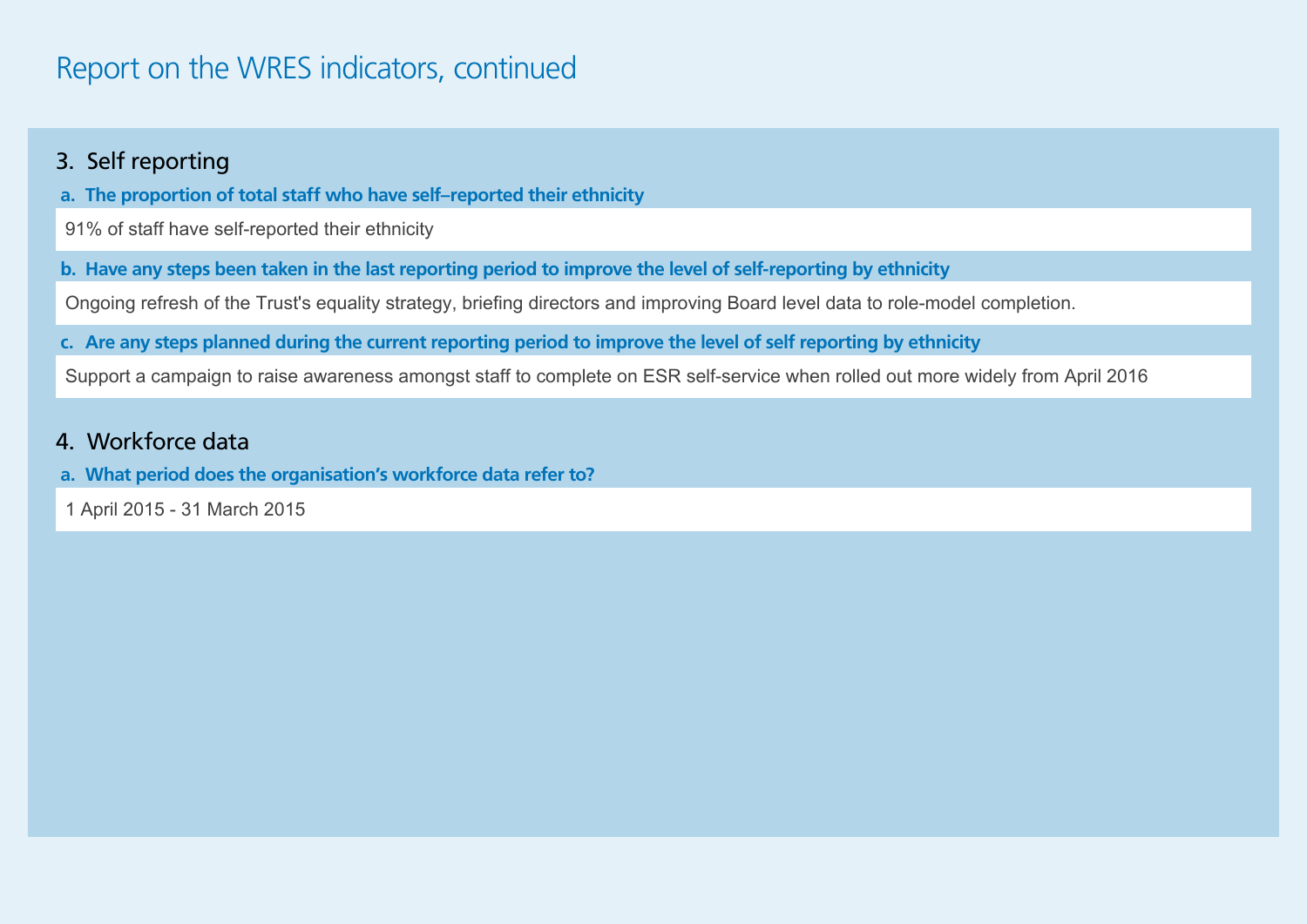# Report on the WRES indicators, continued

## 3. Self reporting

**a. The proportion of total staff who have self–reported their ethnicity**

91% of staff have self-reported their ethnicity

**b. Have any steps been taken in the last reporting period to improve the level of self-reporting by ethnicity**

Ongoing refresh of the Trust's equality strategy, briefing directors and improving Board level data to role-model completion.

**c. Are any steps planned during the current reporting period to improve the level of self reporting by ethnicity**

Support a campaign to raise awareness amongst staff to complete on ESR self-service when rolled out more widely from April 2016

## 4. Workforce data

**a. What period does the organisation's workforce data refer to?**

1 April 2015 - 31 March 2015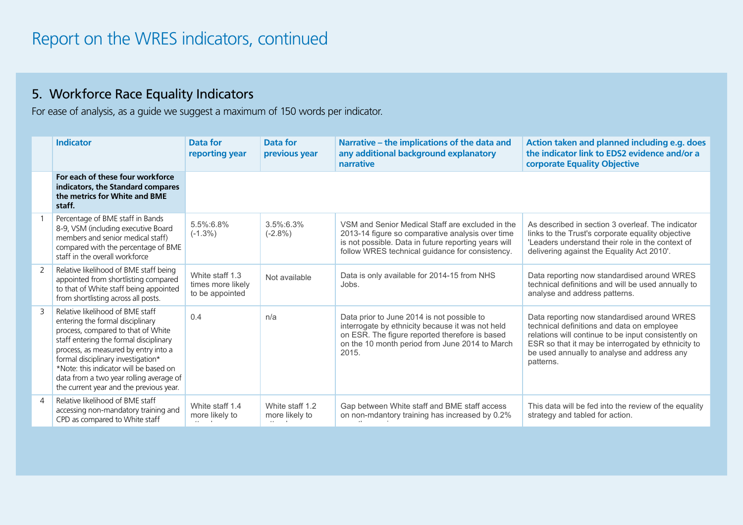# Report on the WRES indicators, continued

## 5. Workforce Race Equality Indicators

For ease of analysis, as a guide we suggest a maximum of 150 words per indicator.

| | Indicator | Data for reporting year | Data for previous year | Narrative – the implications of the data and any additional background explanatory narrative | Action taken and planned including e.g. does the indicator link to EDS2 evidence and/or a corporate Equality Objective |
|---|---|---|---|---|---|
| | **For each of these four workforce indicators, the Standard compares the metrics for White and BME staff.** | | | | |
| 1 | Percentage of BME staff in Bands 8-9, VSM (including executive Board members and senior medical staff) compared with the percentage of BME staff in the overall workforce | 5.5%:6.8% (-1.3%) | 3.5%:6.3% (-2.8%) | VSM and Senior Medical Staff are excluded in the 2013-14 figure so comparative analysis over time is not possible. Data in future reporting years will follow WRES technical guidance for consistency. | As described in section 3 overleaf. The indicator links to the Trust's corporate equality objective 'Leaders understand their role in the context of delivering against the Equality Act 2010'. |
| 2 | Relative likelihood of BME staff being appointed from shortlisting compared to that of White staff being appointed from shortlisting across all posts. | White staff 1.3 times more likely to be appointed | Not available | Data is only available for 2014-15 from NHS Jobs. | Data reporting now standardised around WRES technical definitions and will be used annually to analyse and address patterns. |
| 3 | Relative likelihood of BME staff entering the formal disciplinary process, compared to that of White staff entering the formal disciplinary process, as measured by entry into a formal disciplinary investigation* *Note: this indicator will be based on data from a two year rolling average of the current year and the previous year. | 0.4 | n/a | Data prior to June 2014 is not possible to interrogate by ethnicity because it was not held on ESR. The figure reported therefore is based on the 10 month period from June 2014 to March 2015. | Data reporting now standardised around WRES technical definitions and data on employee relations will continue to be input consistently on ESR so that it may be interrogated by ethnicity to be used annually to analyse and address any patterns. |
| 4 | Relative likelihood of BME staff accessing non-mandatory training and CPD as compared to White staff | White staff 1.4 more likely to | White staff 1.2 more likely to | Gap between White staff and BME staff access on non-mdantory training has increased by 0.2% | This data will be fed into the review of the equality strategy and tabled for action. |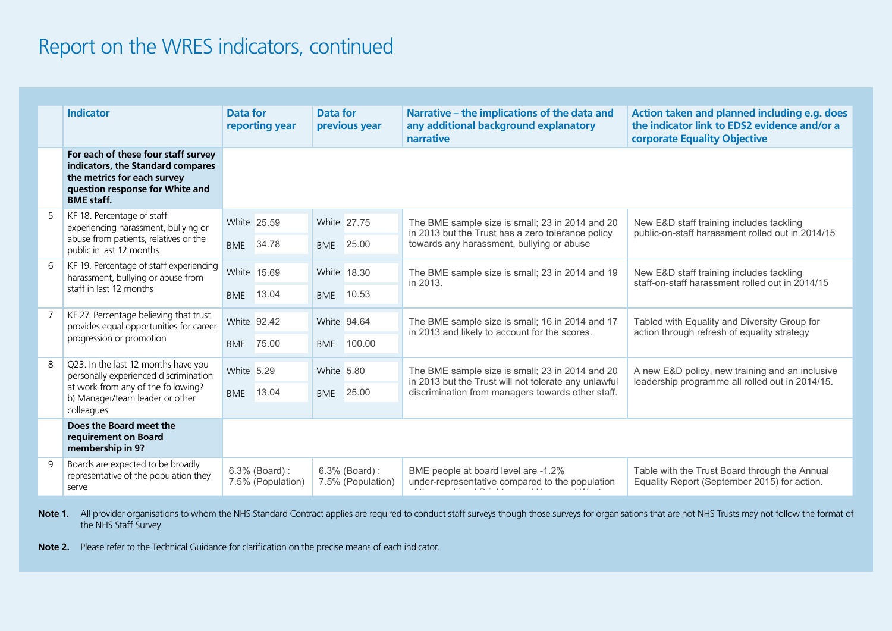# Report on the WRES indicators, continued

| | Indicator | Data for reporting year | Data for previous year | Narrative – the implications of the data and any additional background explanatory narrative | Action taken and planned including e.g. does the indicator link to EDS2 evidence and/or a corporate Equality Objective |
|---|---|---|---|---|---|
| | **For each of these four staff survey indicators, the Standard compares the metrics for each survey question response for White and BME staff.** | | | | |
| 5 | KF 18. Percentage of staff experiencing harassment, bullying or abuse from patients, relatives or the public in last 12 months | White 25.59<br>BME 34.78 | White 27.75<br>BME 25.00 | The BME sample size is small; 23 in 2014 and 20 in 2013 but the Trust has a zero tolerance policy towards any harassment, bullying or abuse | New E&D staff training includes tackling public-on-staff harassment rolled out in 2014/15 |
| 6 | KF 19. Percentage of staff experiencing harassment, bullying or abuse from staff in last 12 months | White 15.69<br>BME 13.04 | White 18.30<br>BME 10.53 | The BME sample size is small; 23 in 2014 and 19 in 2013. | New E&D staff training includes tackling staff-on-staff harassment rolled out in 2014/15 |
| 7 | KF 27. Percentage believing that trust provides equal opportunities for career progression or promotion | White 92.42<br>BME 75.00 | White 94.64<br>BME 100.00 | The BME sample size is small; 16 in 2014 and 17 in 2013 and likely to account for the scores. | Tabled with Equality and Diversity Group for action through refresh of equality strategy |
| 8 | Q23. In the last 12 months have you personally experienced discrimination at work from any of the following? b) Manager/team leader or other colleagues | White 5.29<br>BME 13.04 | White 5.80<br>BME 25.00 | The BME sample size is small; 23 in 2014 and 20 in 2013 but the Trust will not tolerate any unlawful discrimination from managers towards other staff. | A new E&D policy, new training and an inclusive leadership programme all rolled out in 2014/15. |
| | **Does the Board meet the requirement on Board membership in 9?** | | | | |
| 9 | Boards are expected to be broadly representative of the population they serve | 6.3% (Board) : 7.5% (Population) | 6.3% (Board) : 7.5% (Population) | BME people at board level are -1.2% under-representative compared to the population | Table with the Trust Board through the Annual Equality Report (September 2015) for action. |

**Note 1.** All provider organisations to whom the NHS Standard Contract applies are required to conduct staff surveys though those surveys for organisations that are not NHS Trusts may not follow the format of the NHS Staff Survey

**Note 2.** Please refer to the Technical Guidance for clarification on the precise means of each indicator.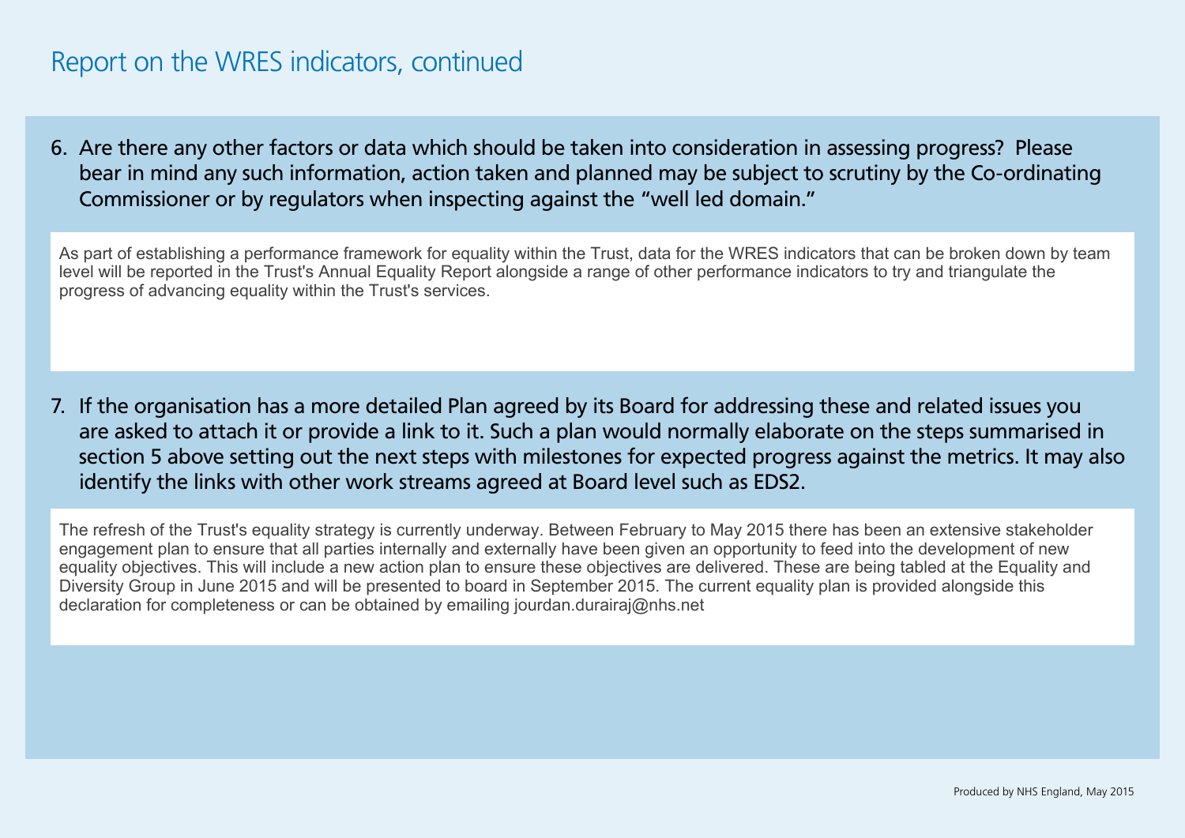## Report on the WRES indicators, continued

6. Are there any other factors or data which should be taken into consideration in assessing progress? Please bear in mind any such information, action taken and planned may be subject to scrutiny by the Co-ordinating Commissioner or by regulators when inspecting against the "well led domain."

As part of establishing a performance framework for equality within the Trust, data for the WRES indicators that can be broken down by team level will be reported in the Trust's Annual Equality Report alongside a range of other performance indicators to try and triangulate the progress of advancing equality within the Trust's services.

7. If the organisation has a more detailed Plan agreed by its Board for addressing these and related issues you are asked to attach it or provide a link to it. Such a plan would normally elaborate on the steps summarised in section 5 above setting out the next steps with milestones for expected progress against the metrics. It may also identify the links with other work streams agreed at Board level such as EDS2.

The refresh of the Trust's equality strategy is currently underway. Between February to May 2015 there has been an extensive stakeholder engagement plan to ensure that all parties internally and externally have been given an opportunity to feed into the development of new equality objectives. This will include a new action plan to ensure these objectives are delivered. These are being tabled at the Equality and Diversity Group in June 2015 and will be presented to board in September 2015. The current equality plan is provided alongside this declaration for completeness or can be obtained by emailing jourdan.durairaj@nhs.net

Produced by NHS England, May 2015